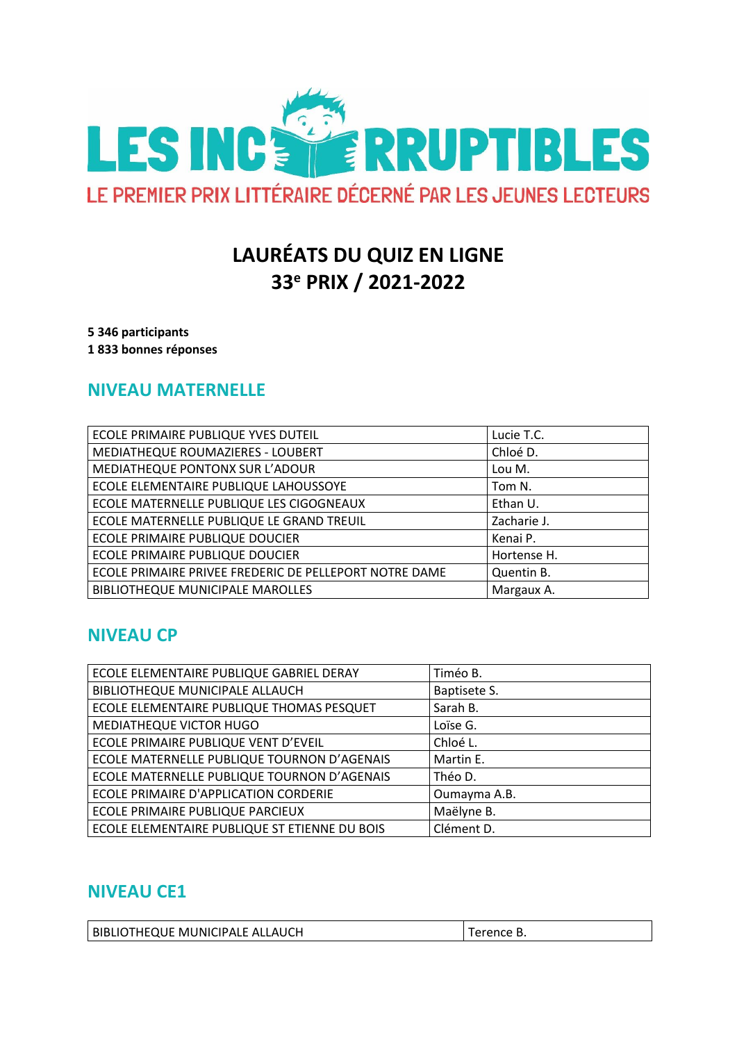LES INCORRUPTIBLES

LE PREMIER PRIX LITTÉRAIRE DÉCERNÉ PAR LES JEUNES LECTEURS

# LAURÉATS DU QUIZ EN LIGNE
# 33e PRIX / 2021-2022

**5 346 participants**
**1 833 bonnes réponses**

## NIVEAU MATERNELLE

| | |
|---|---|
| ECOLE PRIMAIRE PUBLIQUE YVES DUTEIL | Lucie T.C. |
| MEDIATHEQUE ROUMAZIERES - LOUBERT | Chloé D. |
| MEDIATHEQUE PONTONX SUR L'ADOUR | Lou M. |
| ECOLE ELEMENTAIRE PUBLIQUE LAHOUSSOYE | Tom N. |
| ECOLE MATERNELLE PUBLIQUE LES CIGOGNEAUX | Ethan U. |
| ECOLE MATERNELLE PUBLIQUE LE GRAND TREUIL | Zacharie J. |
| ECOLE PRIMAIRE PUBLIQUE DOUCIER | Kenai P. |
| ECOLE PRIMAIRE PUBLIQUE DOUCIER | Hortense H. |
| ECOLE PRIMAIRE PRIVEE FREDERIC DE PELLEPORT NOTRE DAME | Quentin B. |
| BIBLIOTHEQUE MUNICIPALE MAROLLES | Margaux A. |

## NIVEAU CP

| | |
|---|---|
| ECOLE ELEMENTAIRE PUBLIQUE GABRIEL DERAY | Timéo B. |
| BIBLIOTHEQUE MUNICIPALE ALLAUCH | Baptisete S. |
| ECOLE ELEMENTAIRE PUBLIQUE THOMAS PESQUET | Sarah B. |
| MEDIATHEQUE VICTOR HUGO | Loïse G. |
| ECOLE PRIMAIRE PUBLIQUE VENT D'EVEIL | Chloé L. |
| ECOLE MATERNELLE PUBLIQUE TOURNON D'AGENAIS | Martin E. |
| ECOLE MATERNELLE PUBLIQUE TOURNON D'AGENAIS | Théo D. |
| ECOLE PRIMAIRE D'APPLICATION CORDERIE | Oumayma A.B. |
| ECOLE PRIMAIRE PUBLIQUE PARCIEUX | Maëlyne B. |
| ECOLE ELEMENTAIRE PUBLIQUE ST ETIENNE DU BOIS | Clément D. |

## NIVEAU CE1

| | |
|---|---|
| BIBLIOTHEQUE MUNICIPALE ALLAUCH | Terence B. |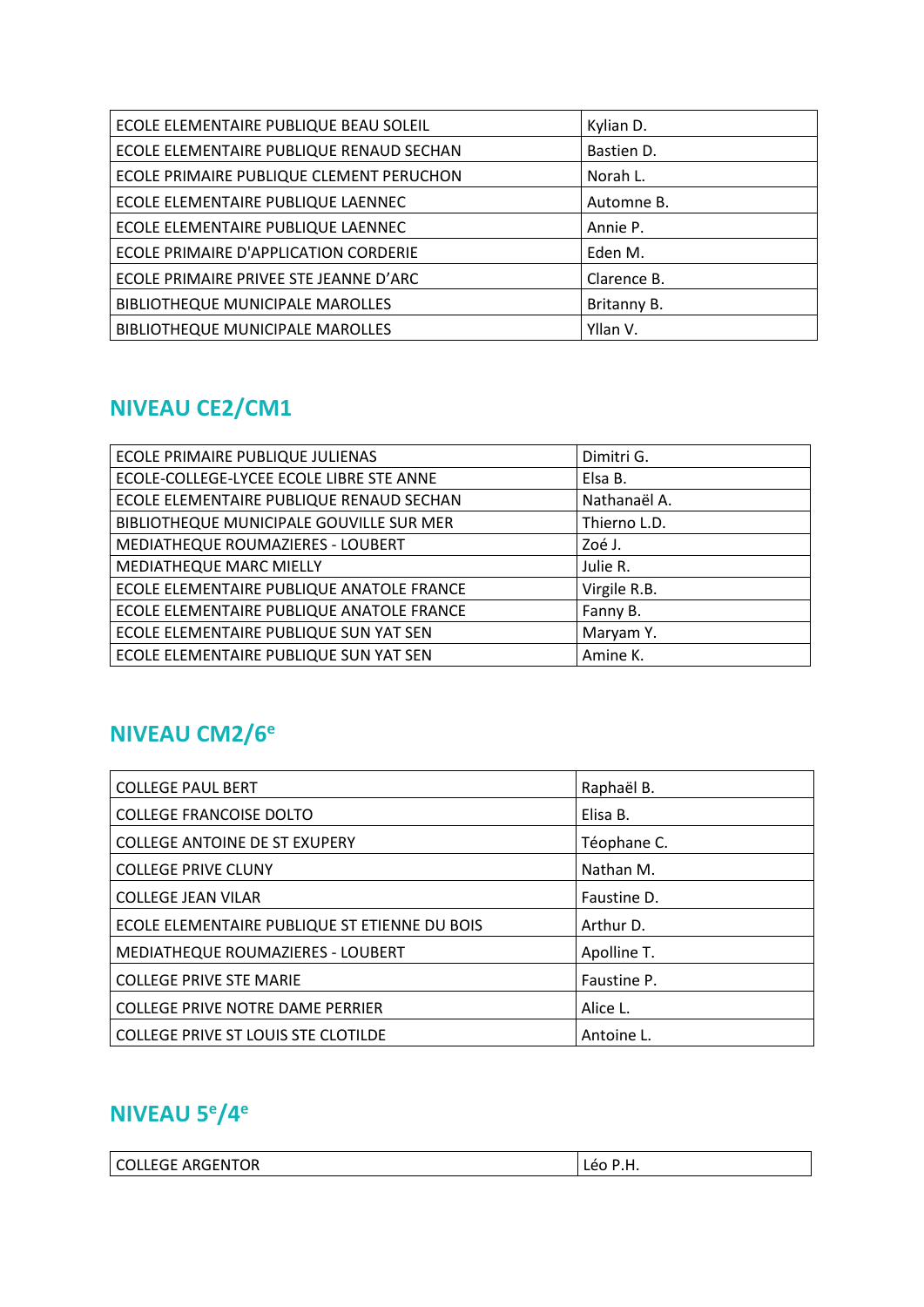| ECOLE ELEMENTAIRE PUBLIQUE BEAU SOLEIL | Kylian D. |
| --- | --- |
| ECOLE ELEMENTAIRE PUBLIQUE RENAUD SECHAN | Bastien D. |
| ECOLE PRIMAIRE PUBLIQUE CLEMENT PERUCHON | Norah L. |
| ECOLE ELEMENTAIRE PUBLIQUE LAENNEC | Automne B. |
| ECOLE ELEMENTAIRE PUBLIQUE LAENNEC | Annie P. |
| ECOLE PRIMAIRE D'APPLICATION CORDERIE | Eden M. |
| ECOLE PRIMAIRE PRIVEE STE JEANNE D'ARC | Clarence B. |
| BIBLIOTHEQUE MUNICIPALE MAROLLES | Britanny B. |
| BIBLIOTHEQUE MUNICIPALE MAROLLES | Yllan V. |

## NIVEAU CE2/CM1

| ECOLE PRIMAIRE PUBLIQUE JULIENAS | Dimitri G. |
| --- | --- |
| ECOLE-COLLEGE-LYCEE ECOLE LIBRE STE ANNE | Elsa B. |
| ECOLE ELEMENTAIRE PUBLIQUE RENAUD SECHAN | Nathanaël A. |
| BIBLIOTHEQUE MUNICIPALE GOUVILLE SUR MER | Thierno L.D. |
| MEDIATHEQUE ROUMAZIERES - LOUBERT | Zoé J. |
| MEDIATHEQUE MARC MIELLY | Julie R. |
| ECOLE ELEMENTAIRE PUBLIQUE ANATOLE FRANCE | Virgile R.B. |
| ECOLE ELEMENTAIRE PUBLIQUE ANATOLE FRANCE | Fanny B. |
| ECOLE ELEMENTAIRE PUBLIQUE SUN YAT SEN | Maryam Y. |
| ECOLE ELEMENTAIRE PUBLIQUE SUN YAT SEN | Amine K. |

## NIVEAU CM2/6e

| COLLEGE PAUL BERT | Raphaël B. |
| --- | --- |
| COLLEGE FRANCOISE DOLTO | Elisa B. |
| COLLEGE ANTOINE DE ST EXUPERY | Téophane C. |
| COLLEGE PRIVE CLUNY | Nathan M. |
| COLLEGE JEAN VILAR | Faustine D. |
| ECOLE ELEMENTAIRE PUBLIQUE ST ETIENNE DU BOIS | Arthur D. |
| MEDIATHEQUE ROUMAZIERES - LOUBERT | Apolline T. |
| COLLEGE PRIVE STE MARIE | Faustine P. |
| COLLEGE PRIVE NOTRE DAME PERRIER | Alice L. |
| COLLEGE PRIVE ST LOUIS STE CLOTILDE | Antoine L. |

## NIVEAU 5e/4e

| COLLEGE ARGENTOR | Léo P.H. |
| --- | --- |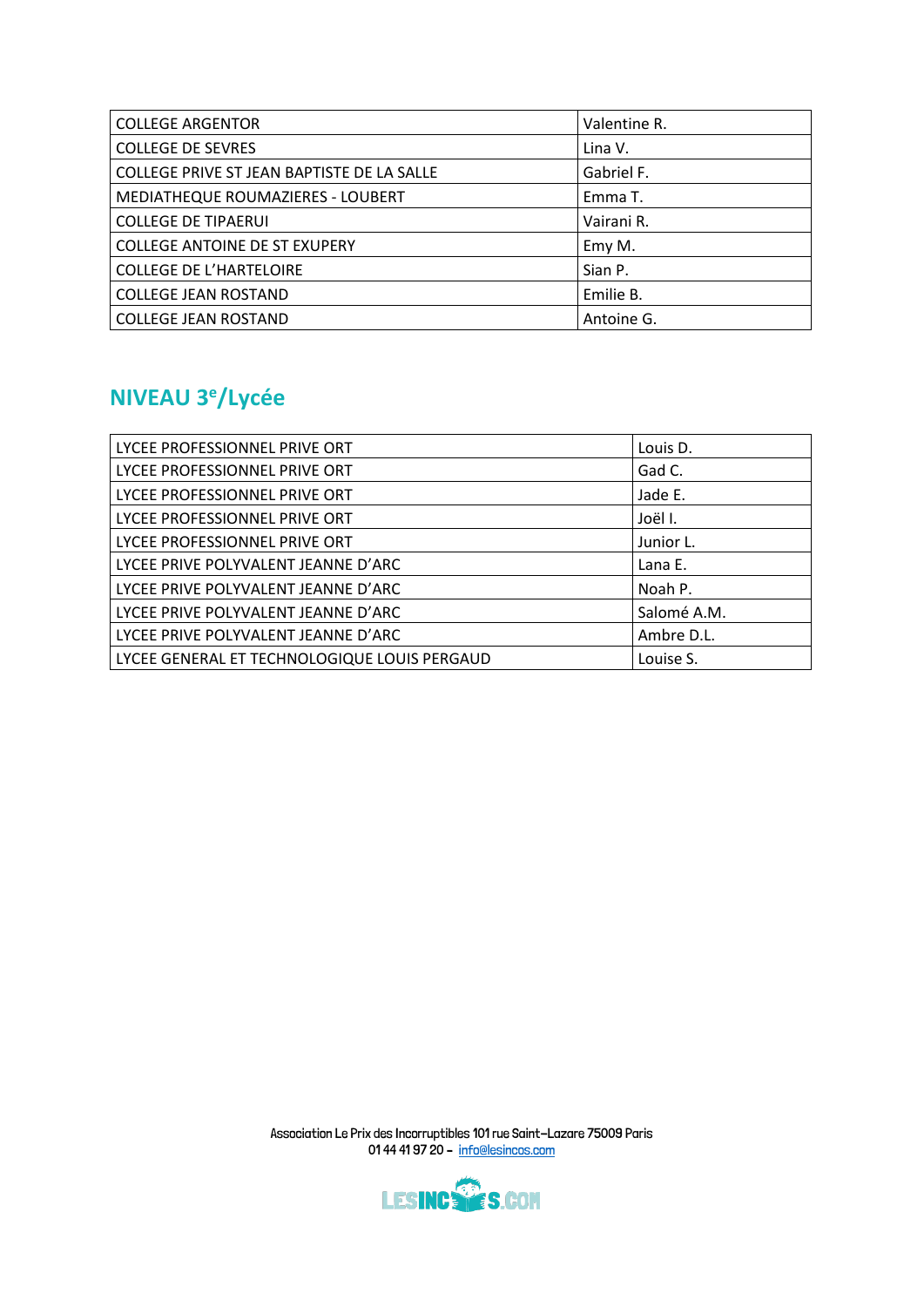| | |
|---|---|
| COLLEGE ARGENTOR | Valentine R. |
| COLLEGE DE SEVRES | Lina V. |
| COLLEGE PRIVE ST JEAN BAPTISTE DE LA SALLE | Gabriel F. |
| MEDIATHEQUE ROUMAZIERES - LOUBERT | Emma T. |
| COLLEGE DE TIPAERUI | Vairani R. |
| COLLEGE ANTOINE DE ST EXUPERY | Emy M. |
| COLLEGE DE L'HARTELOIRE | Sian P. |
| COLLEGE JEAN ROSTAND | Emilie B. |
| COLLEGE JEAN ROSTAND | Antoine G. |

## NIVEAU 3e/Lycée

| | |
|---|---|
| LYCEE PROFESSIONNEL PRIVE ORT | Louis D. |
| LYCEE PROFESSIONNEL PRIVE ORT | Gad C. |
| LYCEE PROFESSIONNEL PRIVE ORT | Jade E. |
| LYCEE PROFESSIONNEL PRIVE ORT | Joël I. |
| LYCEE PROFESSIONNEL PRIVE ORT | Junior L. |
| LYCEE PRIVE POLYVALENT JEANNE D'ARC | Lana E. |
| LYCEE PRIVE POLYVALENT JEANNE D'ARC | Noah P. |
| LYCEE PRIVE POLYVALENT JEANNE D'ARC | Salomé A.M. |
| LYCEE PRIVE POLYVALENT JEANNE D'ARC | Ambre D.L. |
| LYCEE GENERAL ET TECHNOLOGIQUE LOUIS PERGAUD | Louise S. |

Association Le Prix des Incorruptibles 101 rue Saint-Lazare 75009 Paris
01 44 41 97 20 – info@lesincos.com

LESINCOS.COM